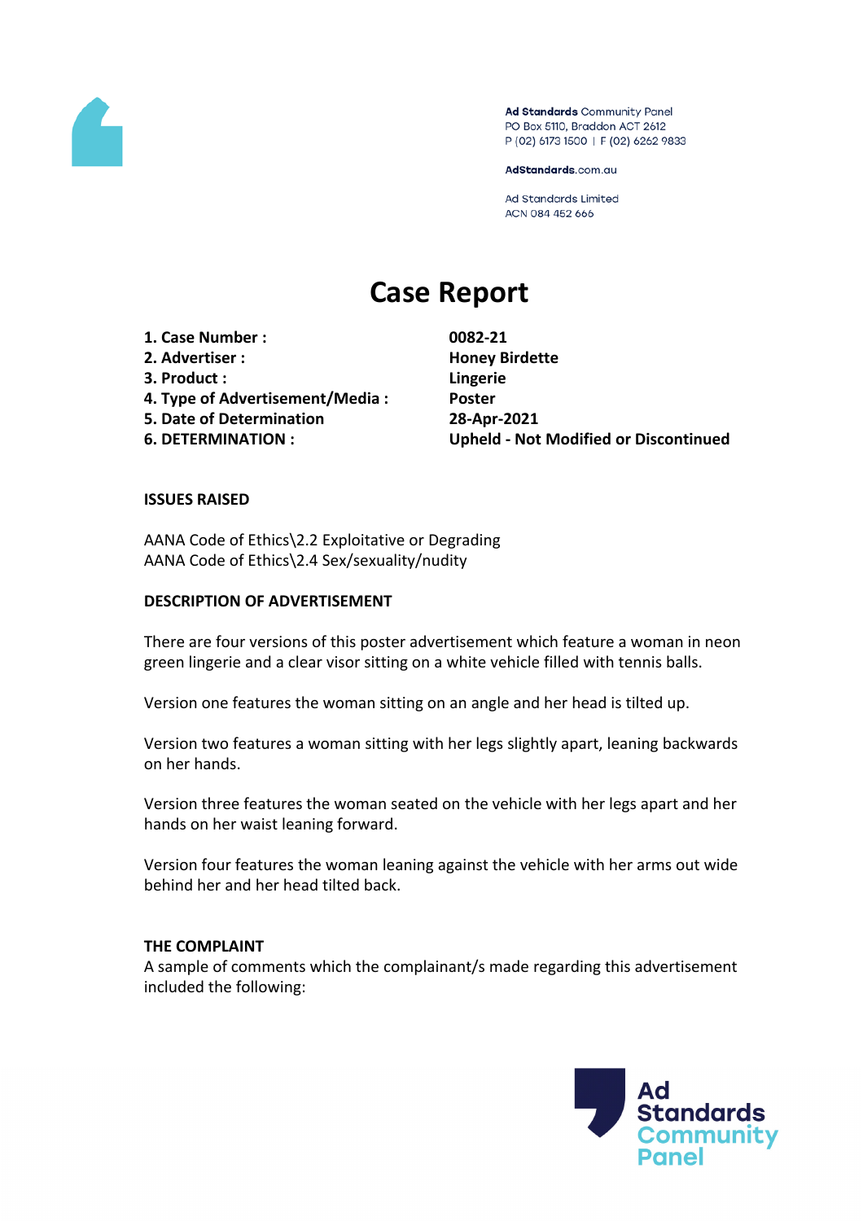Ad Standards Community Panel
PO Box 5110, Braddon ACT 2612
P (02) 6173 1500 | F (02) 6262 9833

AdStandards.com.au

Ad Standards Limited
ACN 084 452 666

# Case Report

| | |
|---|---|
| **1. Case Number :** | **0082-21** |
| **2. Advertiser :** | **Honey Birdette** |
| **3. Product :** | **Lingerie** |
| **4. Type of Advertisement/Media :** | **Poster** |
| **5. Date of Determination** | **28-Apr-2021** |
| **6. DETERMINATION :** | **Upheld - Not Modified or Discontinued** |

**ISSUES RAISED**

AANA Code of Ethics\2.2 Exploitative or Degrading
AANA Code of Ethics\2.4 Sex/sexuality/nudity

**DESCRIPTION OF ADVERTISEMENT**

There are four versions of this poster advertisement which feature a woman in neon green lingerie and a clear visor sitting on a white vehicle filled with tennis balls.

Version one features the woman sitting on an angle and her head is tilted up.

Version two features a woman sitting with her legs slightly apart, leaning backwards on her hands.

Version three features the woman seated on the vehicle with her legs apart and her hands on her waist leaning forward.

Version four features the woman leaning against the vehicle with her arms out wide behind her and her head tilted back.

**THE COMPLAINT**
A sample of comments which the complainant/s made regarding this advertisement included the following: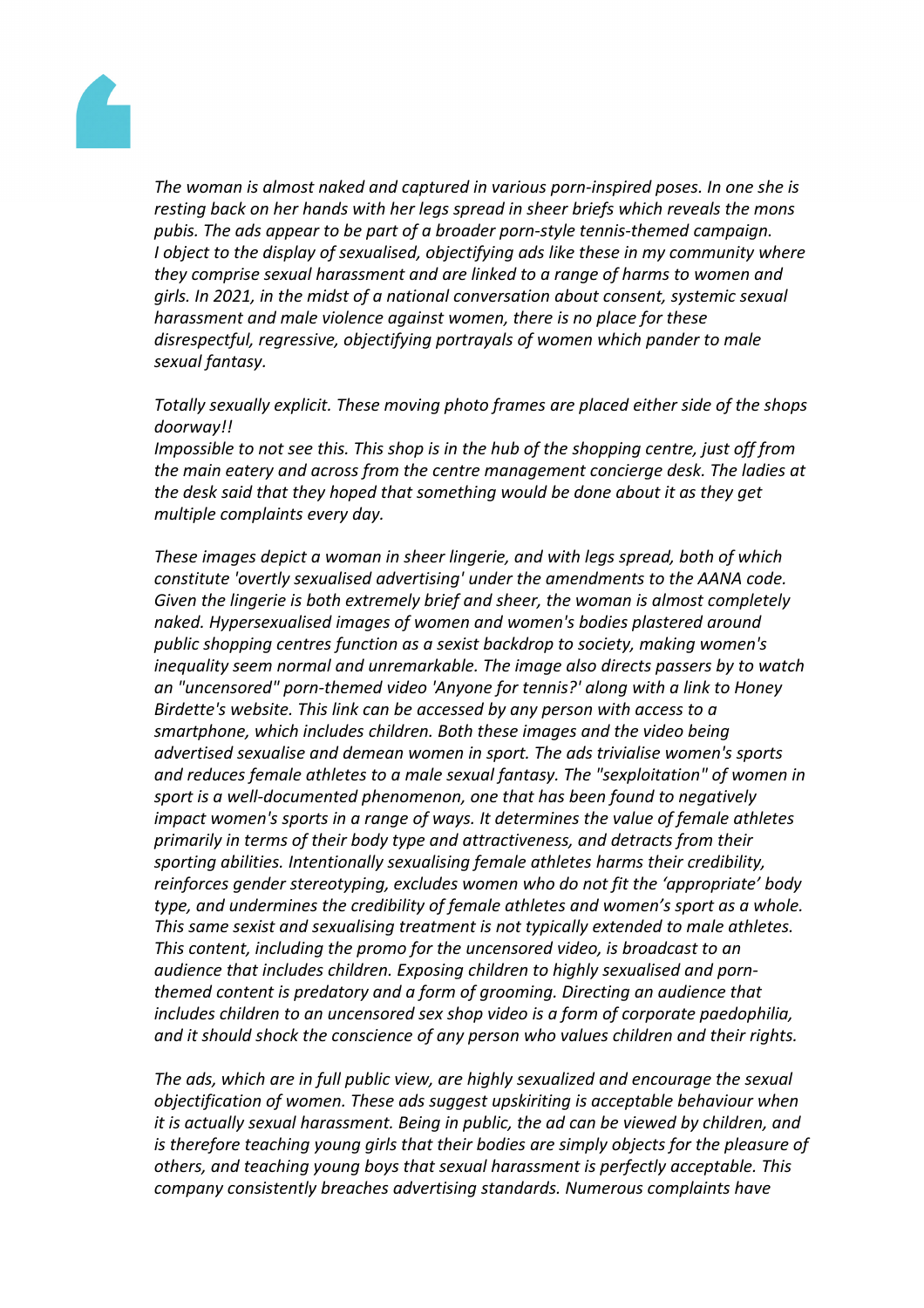*The woman is almost naked and captured in various porn-inspired poses. In one she is resting back on her hands with her legs spread in sheer briefs which reveals the mons pubis. The ads appear to be part of a broader porn-style tennis-themed campaign. I object to the display of sexualised, objectifying ads like these in my community where they comprise sexual harassment and are linked to a range of harms to women and girls. In 2021, in the midst of a national conversation about consent, systemic sexual harassment and male violence against women, there is no place for these disrespectful, regressive, objectifying portrayals of women which pander to male sexual fantasy.*

*Totally sexually explicit. These moving photo frames are placed either side of the shops doorway!!*
*Impossible to not see this. This shop is in the hub of the shopping centre, just off from the main eatery and across from the centre management concierge desk. The ladies at the desk said that they hoped that something would be done about it as they get multiple complaints every day.*

*These images depict a woman in sheer lingerie, and with legs spread, both of which constitute 'overtly sexualised advertising' under the amendments to the AANA code. Given the lingerie is both extremely brief and sheer, the woman is almost completely naked. Hypersexualised images of women and women's bodies plastered around public shopping centres function as a sexist backdrop to society, making women's inequality seem normal and unremarkable. The image also directs passers by to watch an "uncensored" porn-themed video 'Anyone for tennis?' along with a link to Honey Birdette's website. This link can be accessed by any person with access to a smartphone, which includes children. Both these images and the video being advertised sexualise and demean women in sport. The ads trivialise women's sports and reduces female athletes to a male sexual fantasy. The "sexploitation" of women in sport is a well-documented phenomenon, one that has been found to negatively impact women's sports in a range of ways. It determines the value of female athletes primarily in terms of their body type and attractiveness, and detracts from their sporting abilities. Intentionally sexualising female athletes harms their credibility, reinforces gender stereotyping, excludes women who do not fit the 'appropriate' body type, and undermines the credibility of female athletes and women's sport as a whole. This same sexist and sexualising treatment is not typically extended to male athletes. This content, including the promo for the uncensored video, is broadcast to an audience that includes children. Exposing children to highly sexualised and porn-themed content is predatory and a form of grooming. Directing an audience that includes children to an uncensored sex shop video is a form of corporate paedophilia, and it should shock the conscience of any person who values children and their rights.*

*The ads, which are in full public view, are highly sexualized and encourage the sexual objectification of women. These ads suggest upskiriting is acceptable behaviour when it is actually sexual harassment. Being in public, the ad can be viewed by children, and is therefore teaching young girls that their bodies are simply objects for the pleasure of others, and teaching young boys that sexual harassment is perfectly acceptable. This company consistently breaches advertising standards. Numerous complaints have*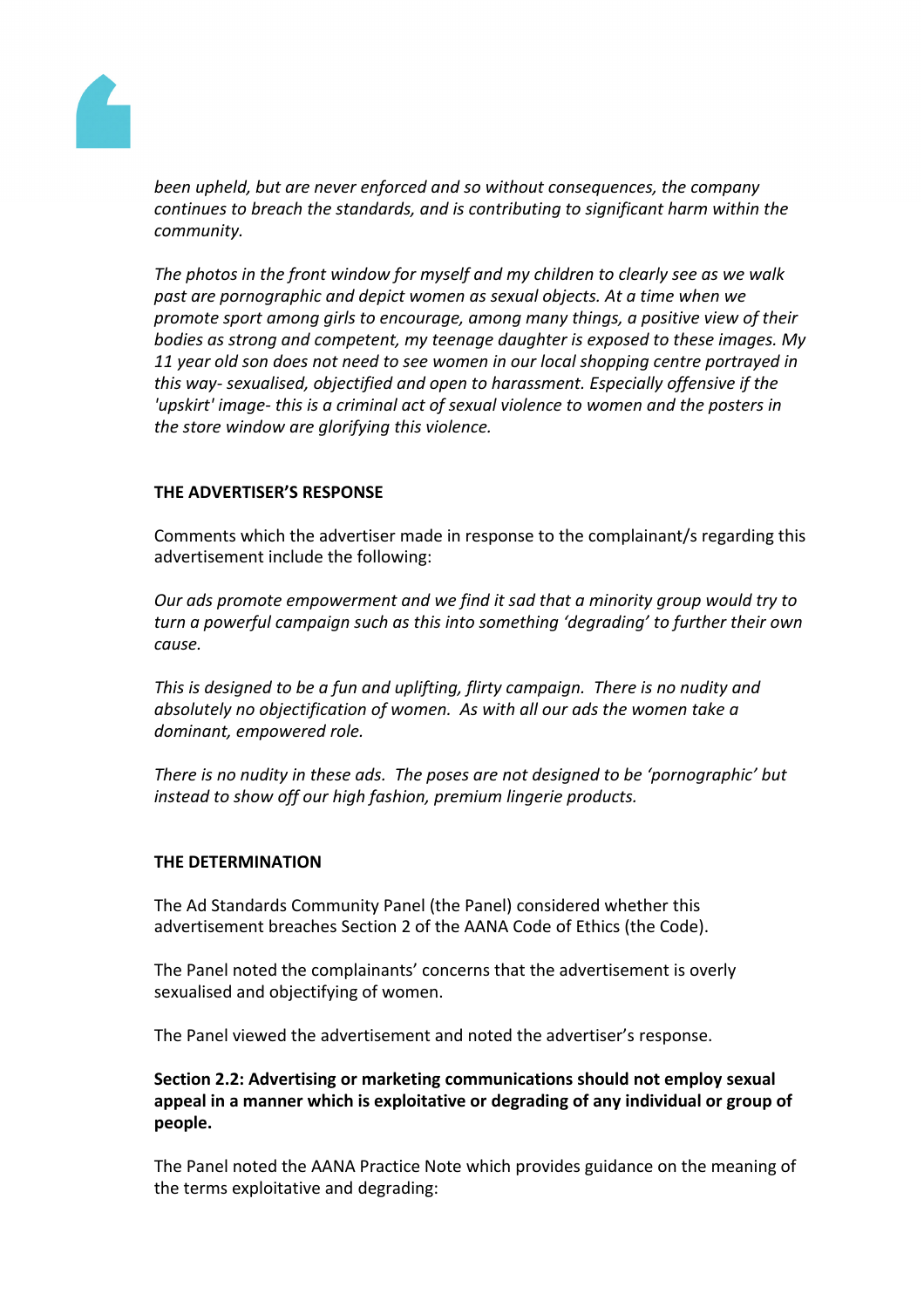*been upheld, but are never enforced and so without consequences, the company continues to breach the standards, and is contributing to significant harm within the community.*

*The photos in the front window for myself and my children to clearly see as we walk past are pornographic and depict women as sexual objects. At a time when we promote sport among girls to encourage, among many things, a positive view of their bodies as strong and competent, my teenage daughter is exposed to these images. My 11 year old son does not need to see women in our local shopping centre portrayed in this way- sexualised, objectified and open to harassment. Especially offensive if the 'upskirt' image- this is a criminal act of sexual violence to women and the posters in the store window are glorifying this violence.*

**THE ADVERTISER'S RESPONSE**

Comments which the advertiser made in response to the complainant/s regarding this advertisement include the following:

*Our ads promote empowerment and we find it sad that a minority group would try to turn a powerful campaign such as this into something 'degrading' to further their own cause.*

*This is designed to be a fun and uplifting, flirty campaign. There is no nudity and absolutely no objectification of women. As with all our ads the women take a dominant, empowered role.*

*There is no nudity in these ads. The poses are not designed to be 'pornographic' but instead to show off our high fashion, premium lingerie products.*

**THE DETERMINATION**

The Ad Standards Community Panel (the Panel) considered whether this advertisement breaches Section 2 of the AANA Code of Ethics (the Code).

The Panel noted the complainants' concerns that the advertisement is overly sexualised and objectifying of women.

The Panel viewed the advertisement and noted the advertiser's response.

**Section 2.2: Advertising or marketing communications should not employ sexual appeal in a manner which is exploitative or degrading of any individual or group of people.**

The Panel noted the AANA Practice Note which provides guidance on the meaning of the terms exploitative and degrading: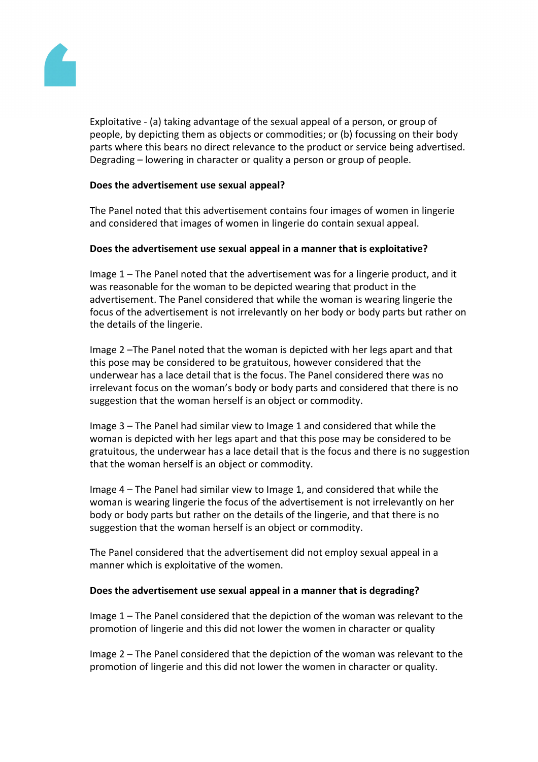Exploitative - (a) taking advantage of the sexual appeal of a person, or group of people, by depicting them as objects or commodities; or (b) focussing on their body parts where this bears no direct relevance to the product or service being advertised. Degrading – lowering in character or quality a person or group of people.

**Does the advertisement use sexual appeal?**

The Panel noted that this advertisement contains four images of women in lingerie and considered that images of women in lingerie do contain sexual appeal.

**Does the advertisement use sexual appeal in a manner that is exploitative?**

Image 1 – The Panel noted that the advertisement was for a lingerie product, and it was reasonable for the woman to be depicted wearing that product in the advertisement. The Panel considered that while the woman is wearing lingerie the focus of the advertisement is not irrelevantly on her body or body parts but rather on the details of the lingerie.

Image 2 –The Panel noted that the woman is depicted with her legs apart and that this pose may be considered to be gratuitous, however considered that the underwear has a lace detail that is the focus. The Panel considered there was no irrelevant focus on the woman's body or body parts and considered that there is no suggestion that the woman herself is an object or commodity.

Image 3 – The Panel had similar view to Image 1 and considered that while the woman is depicted with her legs apart and that this pose may be considered to be gratuitous, the underwear has a lace detail that is the focus and there is no suggestion that the woman herself is an object or commodity.

Image 4 – The Panel had similar view to Image 1, and considered that while the woman is wearing lingerie the focus of the advertisement is not irrelevantly on her body or body parts but rather on the details of the lingerie, and that there is no suggestion that the woman herself is an object or commodity.

The Panel considered that the advertisement did not employ sexual appeal in a manner which is exploitative of the women.

**Does the advertisement use sexual appeal in a manner that is degrading?**

Image 1 – The Panel considered that the depiction of the woman was relevant to the promotion of lingerie and this did not lower the women in character or quality

Image 2 – The Panel considered that the depiction of the woman was relevant to the promotion of lingerie and this did not lower the women in character or quality.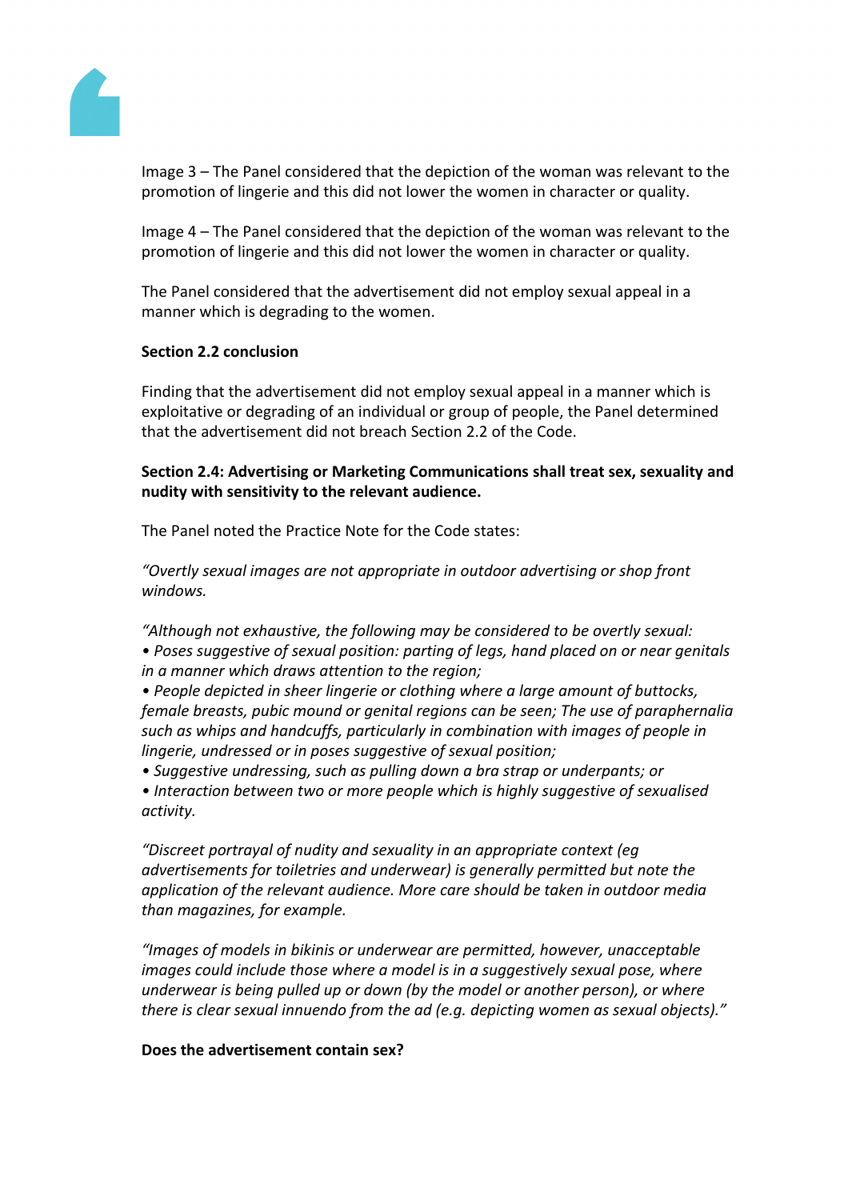Image 3 – The Panel considered that the depiction of the woman was relevant to the promotion of lingerie and this did not lower the women in character or quality.

Image 4 – The Panel considered that the depiction of the woman was relevant to the promotion of lingerie and this did not lower the women in character or quality.

The Panel considered that the advertisement did not employ sexual appeal in a manner which is degrading to the women.

**Section 2.2 conclusion**

Finding that the advertisement did not employ sexual appeal in a manner which is exploitative or degrading of an individual or group of people, the Panel determined that the advertisement did not breach Section 2.2 of the Code.

**Section 2.4: Advertising or Marketing Communications shall treat sex, sexuality and nudity with sensitivity to the relevant audience.**

The Panel noted the Practice Note for the Code states:

*"Overtly sexual images are not appropriate in outdoor advertising or shop front windows.*

*"Although not exhaustive, the following may be considered to be overtly sexual:*
*• Poses suggestive of sexual position: parting of legs, hand placed on or near genitals in a manner which draws attention to the region;*
*• People depicted in sheer lingerie or clothing where a large amount of buttocks, female breasts, pubic mound or genital regions can be seen; The use of paraphernalia such as whips and handcuffs, particularly in combination with images of people in lingerie, undressed or in poses suggestive of sexual position;*
*• Suggestive undressing, such as pulling down a bra strap or underpants; or*
*• Interaction between two or more people which is highly suggestive of sexualised activity.*

*"Discreet portrayal of nudity and sexuality in an appropriate context (eg advertisements for toiletries and underwear) is generally permitted but note the application of the relevant audience. More care should be taken in outdoor media than magazines, for example.*

*"Images of models in bikinis or underwear are permitted, however, unacceptable images could include those where a model is in a suggestively sexual pose, where underwear is being pulled up or down (by the model or another person), or where there is clear sexual innuendo from the ad (e.g. depicting women as sexual objects)."*

**Does the advertisement contain sex?**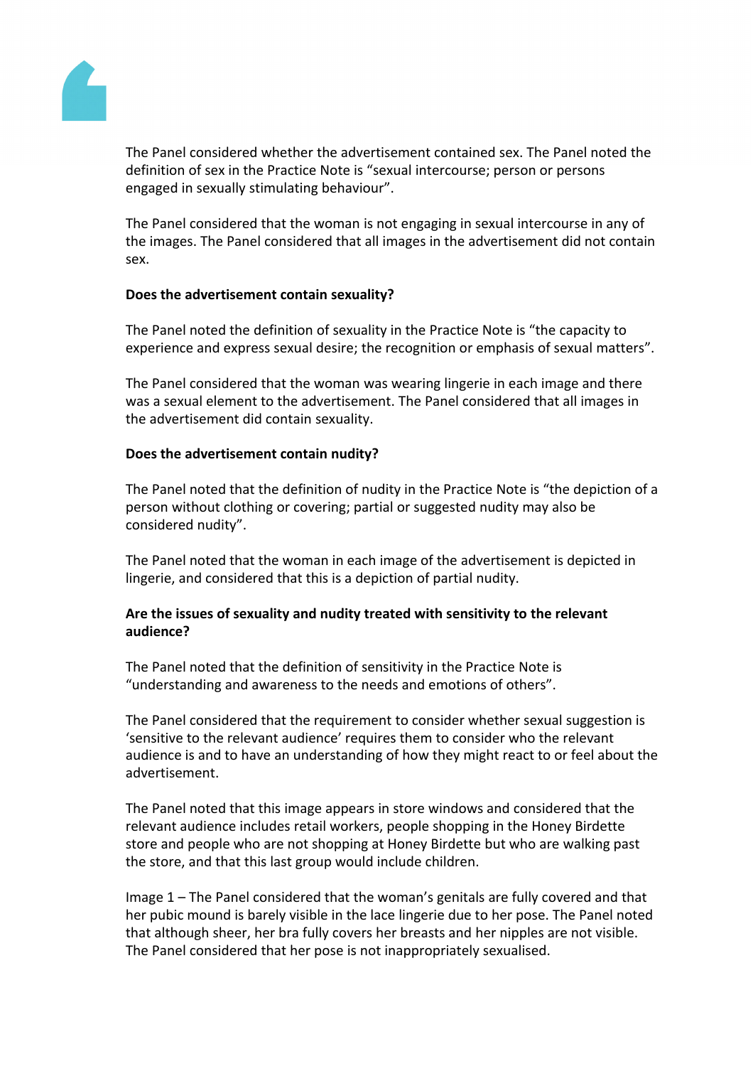The Panel considered whether the advertisement contained sex. The Panel noted the definition of sex in the Practice Note is "sexual intercourse; person or persons engaged in sexually stimulating behaviour".

The Panel considered that the woman is not engaging in sexual intercourse in any of the images. The Panel considered that all images in the advertisement did not contain sex.

**Does the advertisement contain sexuality?**

The Panel noted the definition of sexuality in the Practice Note is "the capacity to experience and express sexual desire; the recognition or emphasis of sexual matters".

The Panel considered that the woman was wearing lingerie in each image and there was a sexual element to the advertisement. The Panel considered that all images in the advertisement did contain sexuality.

**Does the advertisement contain nudity?**

The Panel noted that the definition of nudity in the Practice Note is "the depiction of a person without clothing or covering; partial or suggested nudity may also be considered nudity".

The Panel noted that the woman in each image of the advertisement is depicted in lingerie, and considered that this is a depiction of partial nudity.

**Are the issues of sexuality and nudity treated with sensitivity to the relevant audience?**

The Panel noted that the definition of sensitivity in the Practice Note is "understanding and awareness to the needs and emotions of others".

The Panel considered that the requirement to consider whether sexual suggestion is 'sensitive to the relevant audience' requires them to consider who the relevant audience is and to have an understanding of how they might react to or feel about the advertisement.

The Panel noted that this image appears in store windows and considered that the relevant audience includes retail workers, people shopping in the Honey Birdette store and people who are not shopping at Honey Birdette but who are walking past the store, and that this last group would include children.

Image 1 – The Panel considered that the woman's genitals are fully covered and that her pubic mound is barely visible in the lace lingerie due to her pose. The Panel noted that although sheer, her bra fully covers her breasts and her nipples are not visible. The Panel considered that her pose is not inappropriately sexualised.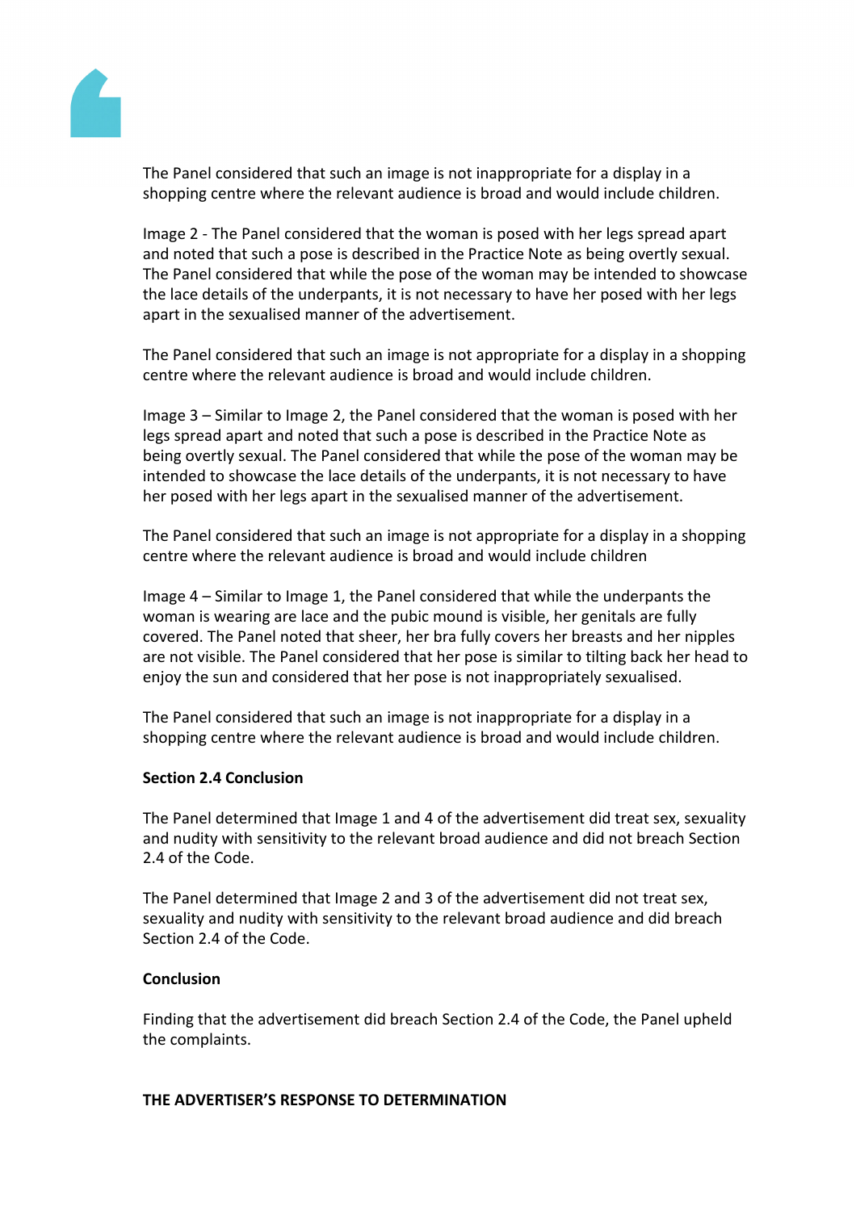The Panel considered that such an image is not inappropriate for a display in a shopping centre where the relevant audience is broad and would include children.

Image 2 - The Panel considered that the woman is posed with her legs spread apart and noted that such a pose is described in the Practice Note as being overtly sexual. The Panel considered that while the pose of the woman may be intended to showcase the lace details of the underpants, it is not necessary to have her posed with her legs apart in the sexualised manner of the advertisement.

The Panel considered that such an image is not appropriate for a display in a shopping centre where the relevant audience is broad and would include children.

Image 3 – Similar to Image 2, the Panel considered that the woman is posed with her legs spread apart and noted that such a pose is described in the Practice Note as being overtly sexual. The Panel considered that while the pose of the woman may be intended to showcase the lace details of the underpants, it is not necessary to have her posed with her legs apart in the sexualised manner of the advertisement.

The Panel considered that such an image is not appropriate for a display in a shopping centre where the relevant audience is broad and would include children

Image 4 – Similar to Image 1, the Panel considered that while the underpants the woman is wearing are lace and the pubic mound is visible, her genitals are fully covered. The Panel noted that sheer, her bra fully covers her breasts and her nipples are not visible. The Panel considered that her pose is similar to tilting back her head to enjoy the sun and considered that her pose is not inappropriately sexualised.

The Panel considered that such an image is not inappropriate for a display in a shopping centre where the relevant audience is broad and would include children.

**Section 2.4 Conclusion**

The Panel determined that Image 1 and 4 of the advertisement did treat sex, sexuality and nudity with sensitivity to the relevant broad audience and did not breach Section 2.4 of the Code.

The Panel determined that Image 2 and 3 of the advertisement did not treat sex, sexuality and nudity with sensitivity to the relevant broad audience and did breach Section 2.4 of the Code.

**Conclusion**

Finding that the advertisement did breach Section 2.4 of the Code, the Panel upheld the complaints.

**THE ADVERTISER'S RESPONSE TO DETERMINATION**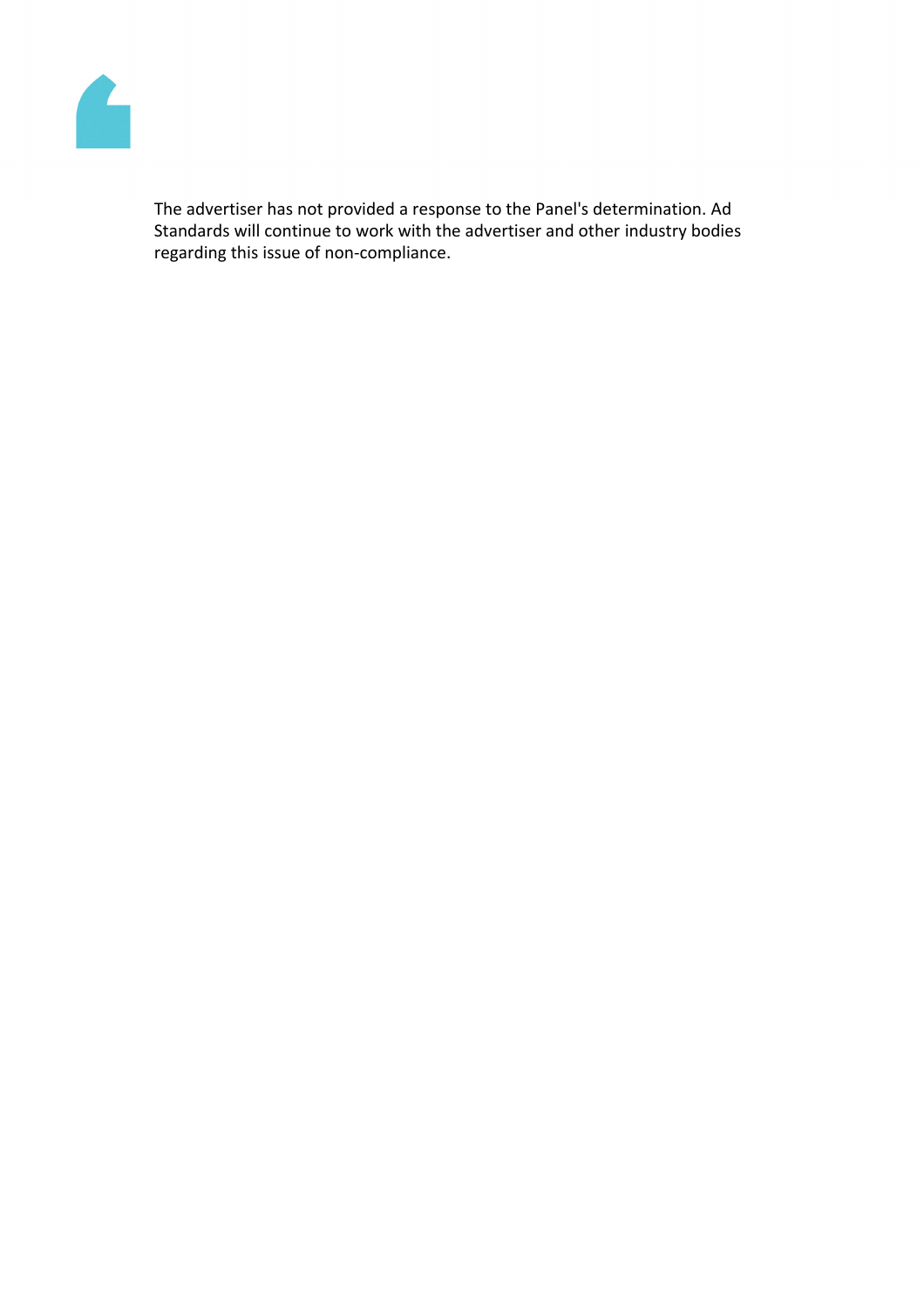The advertiser has not provided a response to the Panel's determination. Ad Standards will continue to work with the advertiser and other industry bodies regarding this issue of non-compliance.